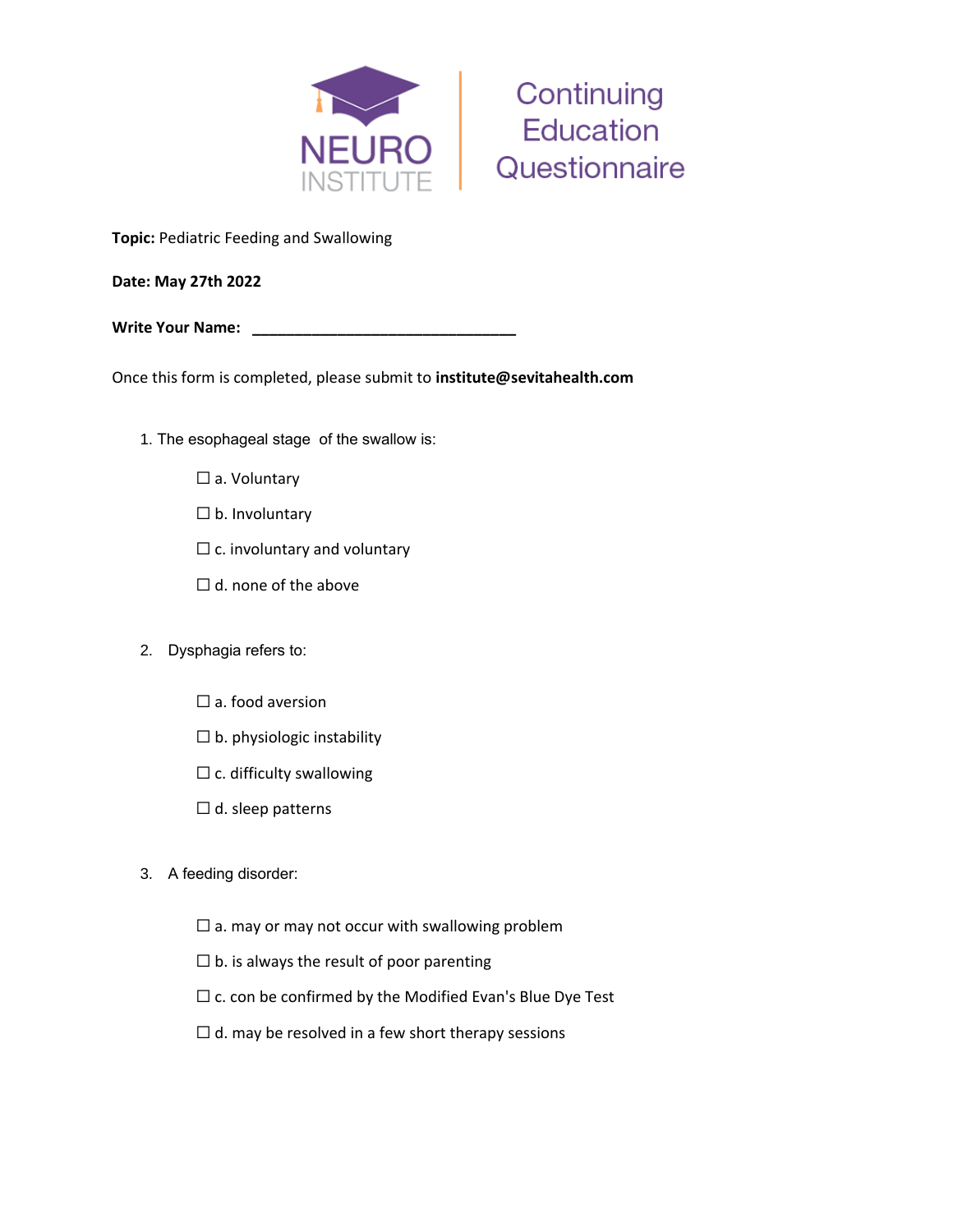# NEURO INSTITUTE — Continuing Education Questionnaire

**Topic:** Pediatric Feeding and Swallowing

**Date: May 27th 2022**

**Write Your Name:** ________________________________

Once this form is completed, please submit to **institute@sevitahealth.com**

1. The esophageal stage of the swallow is:

   ☐ a. Voluntary

   ☐ b. Involuntary

   ☐ c. involuntary and voluntary

   ☐ d. none of the above

2. Dysphagia refers to:

   ☐ a. food aversion

   ☐ b. physiologic instability

   ☐ c. difficulty swallowing

   ☐ d. sleep patterns

3. A feeding disorder:

   ☐ a. may or may not occur with swallowing problem

   ☐ b. is always the result of poor parenting

   ☐ c. con be confirmed by the Modified Evan's Blue Dye Test

   ☐ d. may be resolved in a few short therapy sessions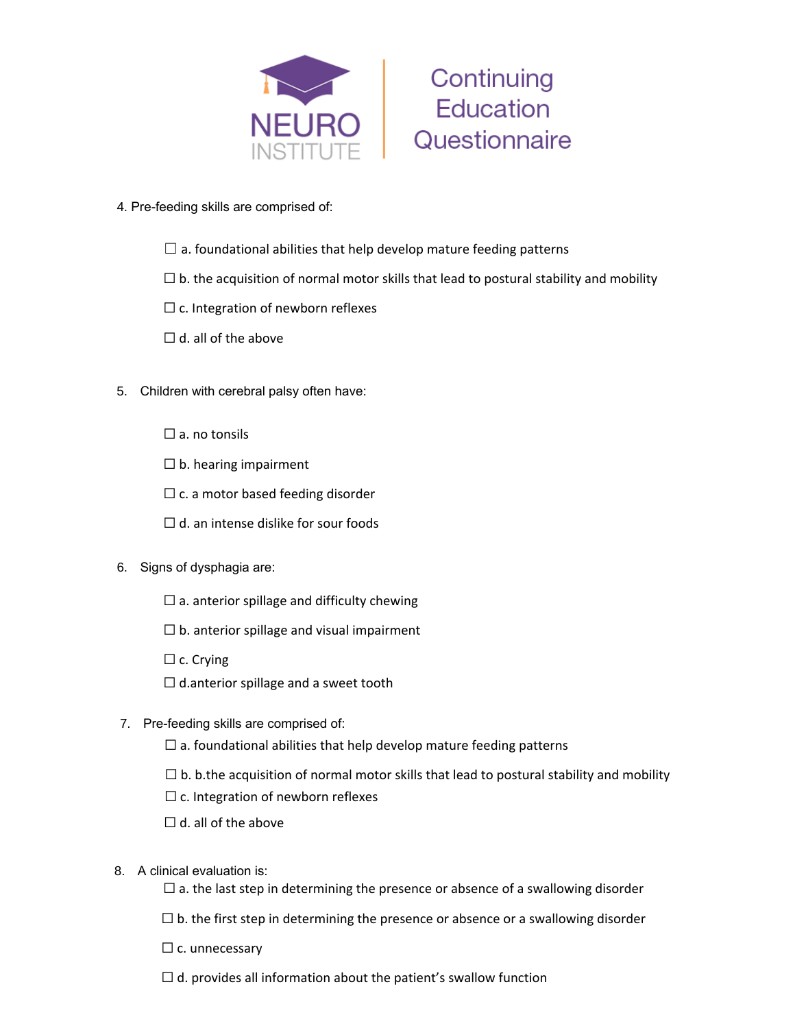4. Pre-feeding skills are comprised of:

   ☐ a. foundational abilities that help develop mature feeding patterns

   ☐ b. the acquisition of normal motor skills that lead to postural stability and mobility

   ☐ c. Integration of newborn reflexes

   ☐ d. all of the above

5. Children with cerebral palsy often have:

   ☐ a. no tonsils

   ☐ b. hearing impairment

   ☐ c. a motor based feeding disorder

   ☐ d. an intense dislike for sour foods

6. Signs of dysphagia are:

   ☐ a. anterior spillage and difficulty chewing

   ☐ b. anterior spillage and visual impairment

   ☐ c. Crying

   ☐ d.anterior spillage and a sweet tooth

7. Pre-feeding skills are comprised of:

   ☐ a. foundational abilities that help develop mature feeding patterns

   ☐ b. b.the acquisition of normal motor skills that lead to postural stability and mobility

   ☐ c. Integration of newborn reflexes

   ☐ d. all of the above

8. A clinical evaluation is:

   ☐ a. the last step in determining the presence or absence of a swallowing disorder

   ☐ b. the first step in determining the presence or absence or a swallowing disorder

   ☐ c. unnecessary

   ☐ d. provides all information about the patient's swallow function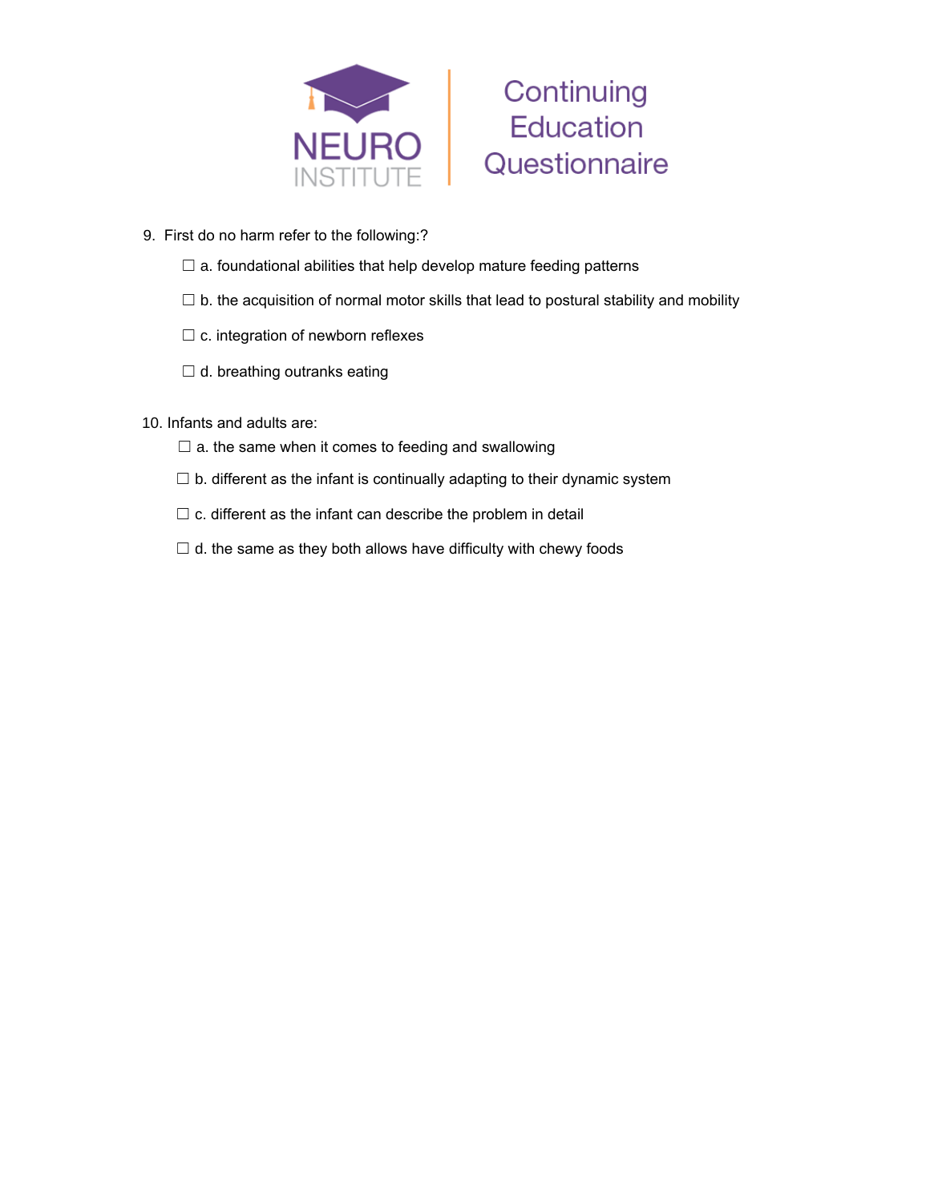9. First do no harm refer to the following:?

   ☐ a. foundational abilities that help develop mature feeding patterns

   ☐ b. the acquisition of normal motor skills that lead to postural stability and mobility

   ☐ c. integration of newborn reflexes

   ☐ d. breathing outranks eating

10. Infants and adults are:

   ☐ a. the same when it comes to feeding and swallowing

   ☐ b. different as the infant is continually adapting to their dynamic system

   ☐ c. different as the infant can describe the problem in detail

   ☐ d. the same as they both allows have difficulty with chewy foods